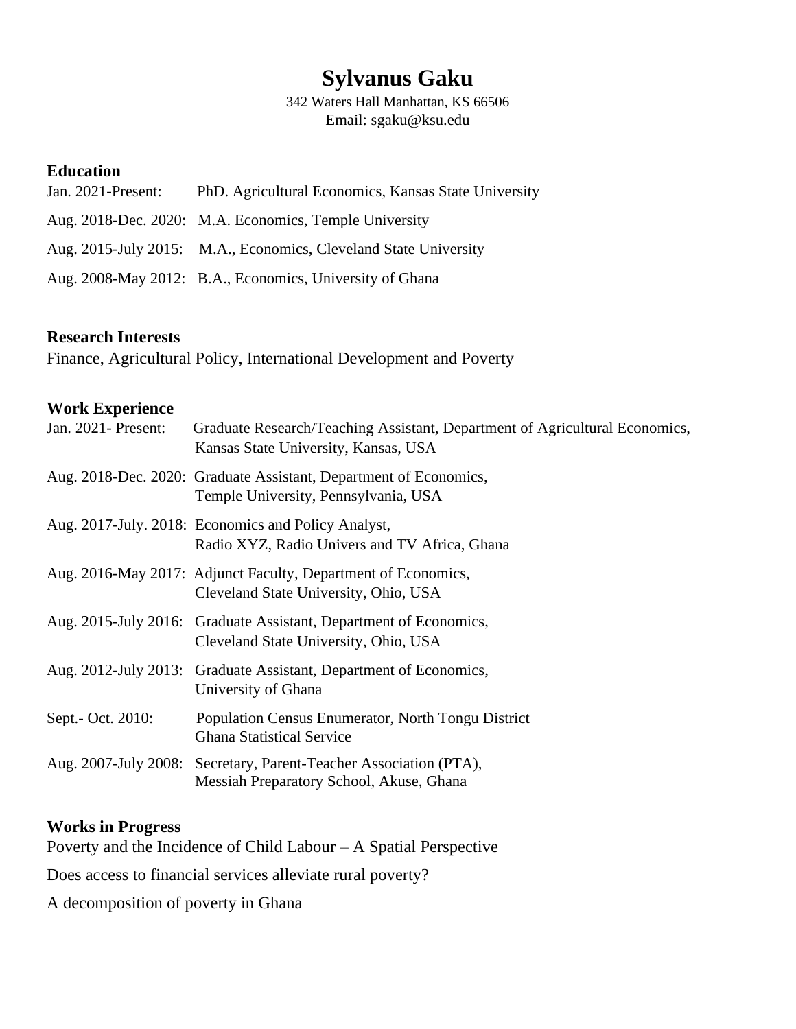# Sylvanus Gaku

342 Waters Hall Manhattan, KS 66506
Email: sgaku@ksu.edu

## Education

Jan. 2021-Present: PhD. Agricultural Economics, Kansas State University

Aug. 2018-Dec. 2020: M.A. Economics, Temple University

Aug. 2015-July 2015: M.A., Economics, Cleveland State University

Aug. 2008-May 2012: B.A., Economics, University of Ghana

## Research Interests

Finance, Agricultural Policy, International Development and Poverty

## Work Experience

Jan. 2021- Present: Graduate Research/Teaching Assistant, Department of Agricultural Economics, Kansas State University, Kansas, USA

Aug. 2018-Dec. 2020: Graduate Assistant, Department of Economics, Temple University, Pennsylvania, USA

Aug. 2017-July. 2018: Economics and Policy Analyst, Radio XYZ, Radio Univers and TV Africa, Ghana

Aug. 2016-May 2017: Adjunct Faculty, Department of Economics, Cleveland State University, Ohio, USA

Aug. 2015-July 2016: Graduate Assistant, Department of Economics, Cleveland State University, Ohio, USA

Aug. 2012-July 2013: Graduate Assistant, Department of Economics, University of Ghana

Sept.- Oct. 2010: Population Census Enumerator, North Tongu District Ghana Statistical Service

Aug. 2007-July 2008: Secretary, Parent-Teacher Association (PTA), Messiah Preparatory School, Akuse, Ghana

## Works in Progress

Poverty and the Incidence of Child Labour – A Spatial Perspective

Does access to financial services alleviate rural poverty?

A decomposition of poverty in Ghana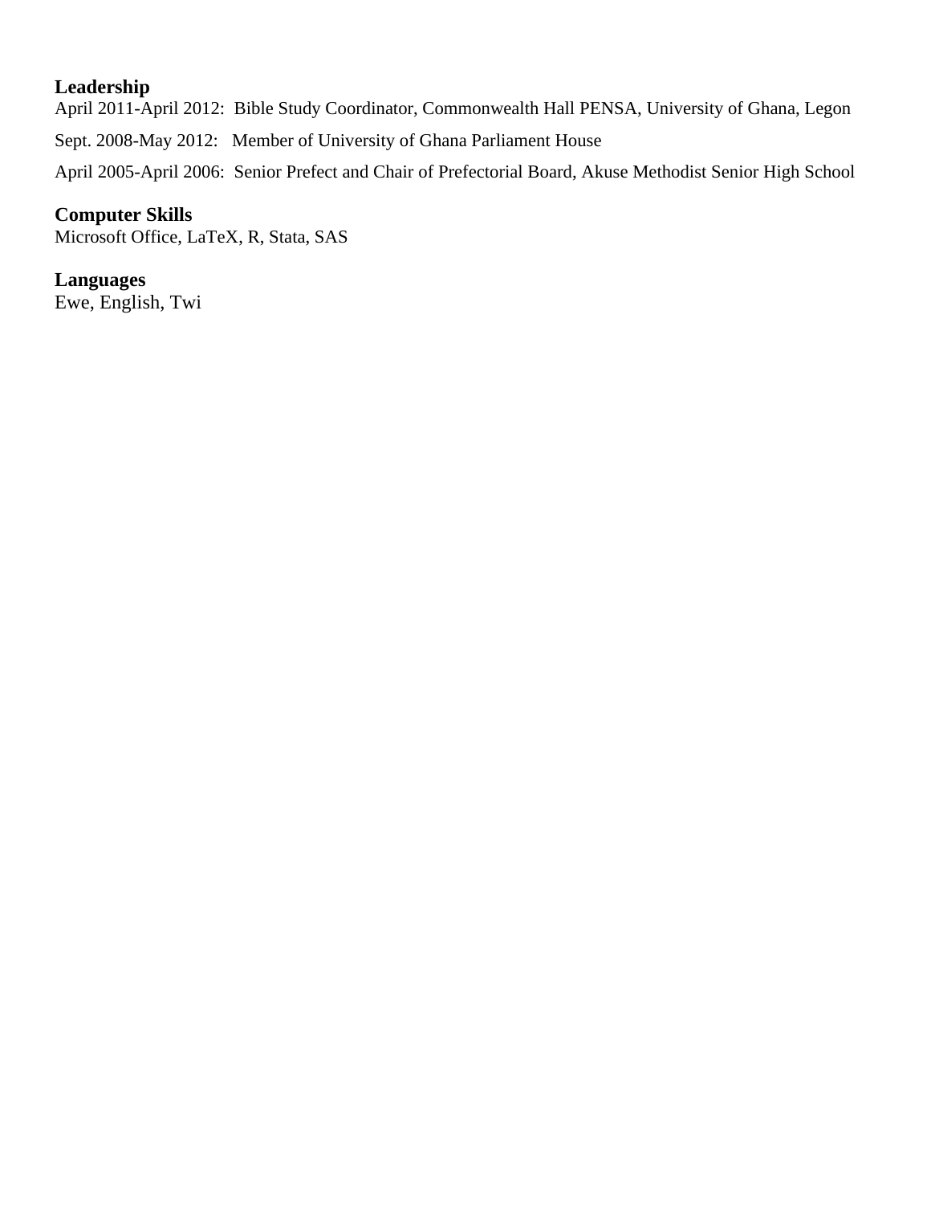## Leadership

April 2011-April 2012: Bible Study Coordinator, Commonwealth Hall PENSA, University of Ghana, Legon

Sept. 2008-May 2012: Member of University of Ghana Parliament House

April 2005-April 2006: Senior Prefect and Chair of Prefectorial Board, Akuse Methodist Senior High School

## Computer Skills

Microsoft Office, LaTeX, R, Stata, SAS

## Languages

Ewe, English, Twi